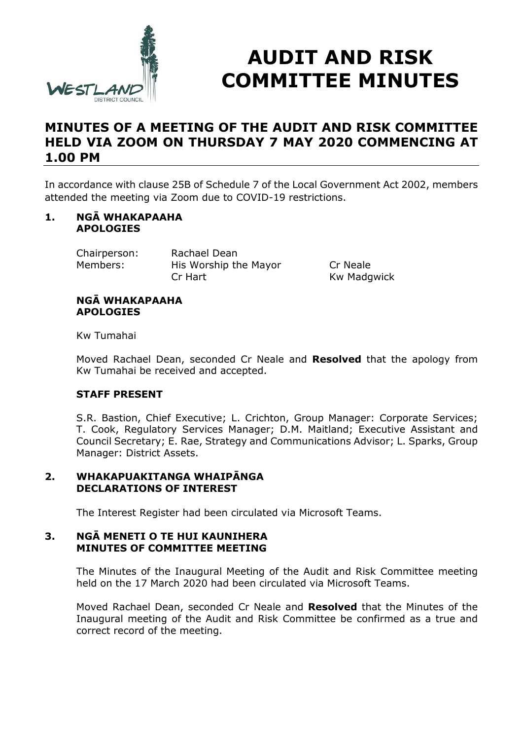# AUDIT AND RISK COMMITTEE MINUTES

## MINUTES OF A MEETING OF THE AUDIT AND RISK COMMITTEE HELD VIA ZOOM ON THURSDAY 7 MAY 2020 COMMENCING AT 1.00 PM

In accordance with clause 25B of Schedule 7 of the Local Government Act 2002, members attended the meeting via Zoom due to COVID-19 restrictions.

### 1. NGĀ WHAKAPAAHA APOLOGIES

| | | |
|---|---|---|
| Chairperson: | Rachael Dean | |
| Members: | His Worship the Mayor | Cr Neale |
| | Cr Hart | Kw Madgwick |

**NGĀ WHAKAPAAHA APOLOGIES**

Kw Tumahai

Moved Rachael Dean, seconded Cr Neale and **Resolved** that the apology from Kw Tumahai be received and accepted.

**STAFF PRESENT**

S.R. Bastion, Chief Executive; L. Crichton, Group Manager: Corporate Services; T. Cook, Regulatory Services Manager; D.M. Maitland; Executive Assistant and Council Secretary; E. Rae, Strategy and Communications Advisor; L. Sparks, Group Manager: District Assets.

### 2. WHAKAPUAKITANGA WHAIPĀNGA DECLARATIONS OF INTEREST

The Interest Register had been circulated via Microsoft Teams.

### 3. NGĀ MENETI O TE HUI KAUNIHERA MINUTES OF COMMITTEE MEETING

The Minutes of the Inaugural Meeting of the Audit and Risk Committee meeting held on the 17 March 2020 had been circulated via Microsoft Teams.

Moved Rachael Dean, seconded Cr Neale and **Resolved** that the Minutes of the Inaugural meeting of the Audit and Risk Committee be confirmed as a true and correct record of the meeting.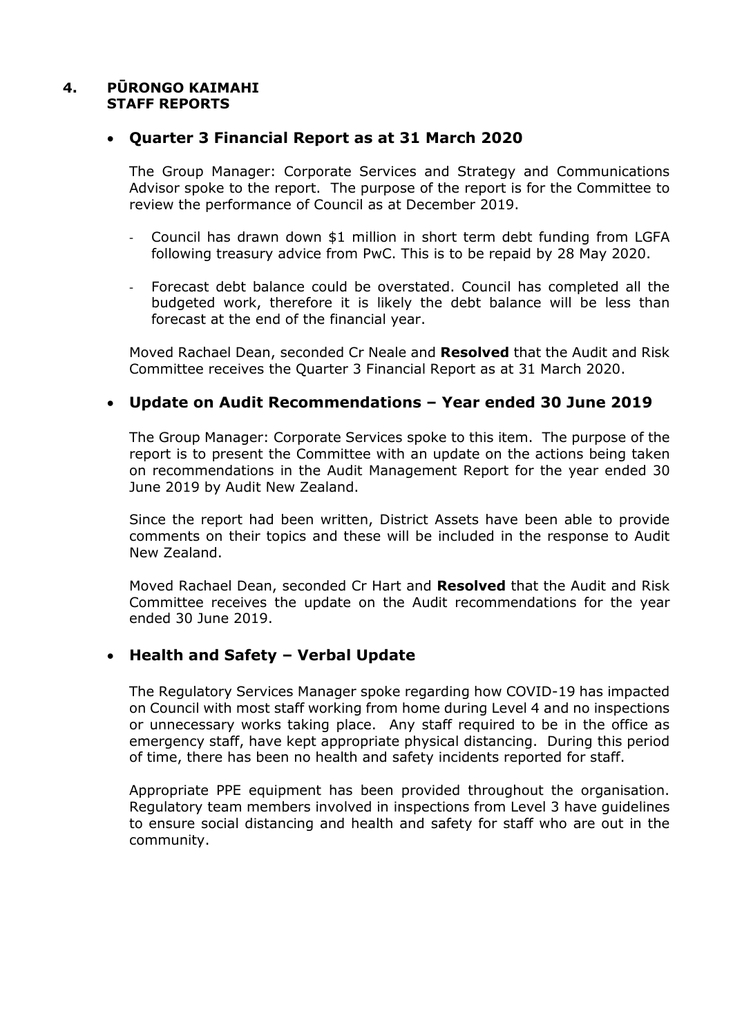## 4. PŪRONGO KAIMAHI STAFF REPORTS

- **Quarter 3 Financial Report as at 31 March 2020**

  The Group Manager: Corporate Services and Strategy and Communications Advisor spoke to the report. The purpose of the report is for the Committee to review the performance of Council as at December 2019.

  - Council has drawn down $1 million in short term debt funding from LGFA following treasury advice from PwC. This is to be repaid by 28 May 2020.
  - Forecast debt balance could be overstated. Council has completed all the budgeted work, therefore it is likely the debt balance will be less than forecast at the end of the financial year.

  Moved Rachael Dean, seconded Cr Neale and **Resolved** that the Audit and Risk Committee receives the Quarter 3 Financial Report as at 31 March 2020.

- **Update on Audit Recommendations – Year ended 30 June 2019**

  The Group Manager: Corporate Services spoke to this item. The purpose of the report is to present the Committee with an update on the actions being taken on recommendations in the Audit Management Report for the year ended 30 June 2019 by Audit New Zealand.

  Since the report had been written, District Assets have been able to provide comments on their topics and these will be included in the response to Audit New Zealand.

  Moved Rachael Dean, seconded Cr Hart and **Resolved** that the Audit and Risk Committee receives the update on the Audit recommendations for the year ended 30 June 2019.

- **Health and Safety – Verbal Update**

  The Regulatory Services Manager spoke regarding how COVID-19 has impacted on Council with most staff working from home during Level 4 and no inspections or unnecessary works taking place. Any staff required to be in the office as emergency staff, have kept appropriate physical distancing. During this period of time, there has been no health and safety incidents reported for staff.

  Appropriate PPE equipment has been provided throughout the organisation. Regulatory team members involved in inspections from Level 3 have guidelines to ensure social distancing and health and safety for staff who are out in the community.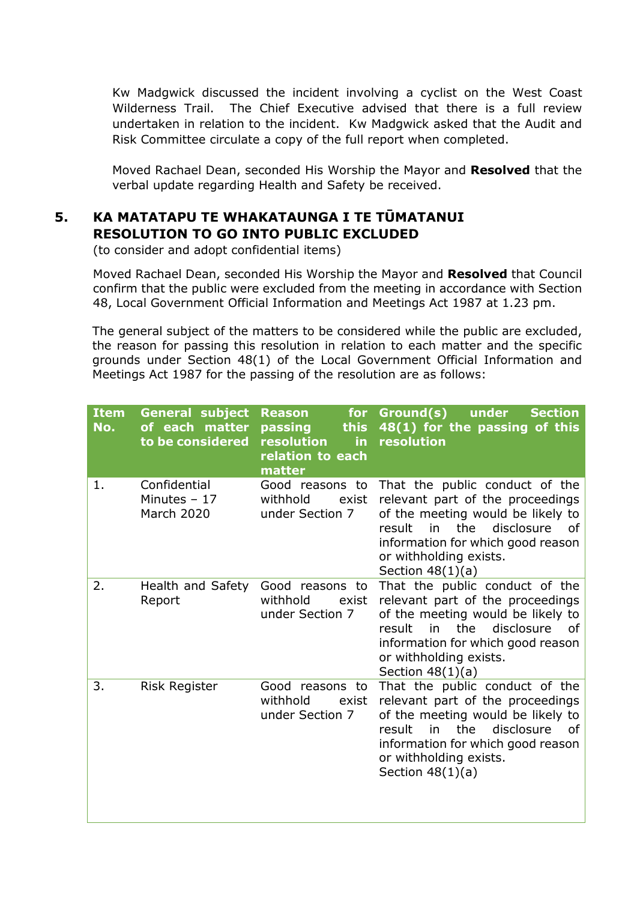Kw Madgwick discussed the incident involving a cyclist on the West Coast Wilderness Trail. The Chief Executive advised that there is a full review undertaken in relation to the incident. Kw Madgwick asked that the Audit and Risk Committee circulate a copy of the full report when completed.

Moved Rachael Dean, seconded His Worship the Mayor and **Resolved** that the verbal update regarding Health and Safety be received.

## 5. KA MATATAPU TE WHAKATAUNGA I TE TŪMATANUI RESOLUTION TO GO INTO PUBLIC EXCLUDED

(to consider and adopt confidential items)

Moved Rachael Dean, seconded His Worship the Mayor and **Resolved** that Council confirm that the public were excluded from the meeting in accordance with Section 48, Local Government Official Information and Meetings Act 1987 at 1.23 pm.

The general subject of the matters to be considered while the public are excluded, the reason for passing this resolution in relation to each matter and the specific grounds under Section 48(1) of the Local Government Official Information and Meetings Act 1987 for the passing of the resolution are as follows:

| Item No. | General subject of each matter to be considered | Reason for passing this resolution in relation to each matter | Ground(s) under Section 48(1) for the passing of this resolution |
|---|---|---|---|
| 1. | Confidential Minutes – 17 March 2020 | Good reasons to withhold exist under Section 7 | That the public conduct of the relevant part of the proceedings of the meeting would be likely to result in the disclosure of information for which good reason or withholding exists. Section 48(1)(a) |
| 2. | Health and Safety Report | Good reasons to withhold exist under Section 7 | That the public conduct of the relevant part of the proceedings of the meeting would be likely to result in the disclosure of information for which good reason or withholding exists. Section 48(1)(a) |
| 3. | Risk Register | Good reasons to withhold exist under Section 7 | That the public conduct of the relevant part of the proceedings of the meeting would be likely to result in the disclosure of information for which good reason or withholding exists. Section 48(1)(a) |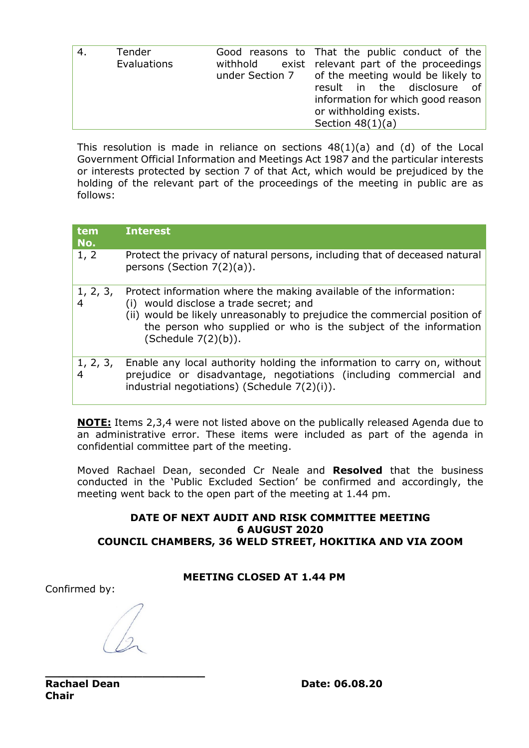| | | | |
|---|---|---|---|
| 4. | Tender Evaluations | Good reasons to withhold exist under Section 7 | That the public conduct of the relevant part of the proceedings of the meeting would be likely to result in the disclosure of information for which good reason or withholding exists. Section 48(1)(a) |

This resolution is made in reliance on sections 48(1)(a) and (d) of the Local Government Official Information and Meetings Act 1987 and the particular interests or interests protected by section 7 of that Act, which would be prejudiced by the holding of the relevant part of the proceedings of the meeting in public are as follows:

| tem No. | Interest |
|---|---|
| 1, 2 | Protect the privacy of natural persons, including that of deceased natural persons (Section 7(2)(a)). |
| 1, 2, 3, 4 | Protect information where the making available of the information: (i) would disclose a trade secret; and (ii) would be likely unreasonably to prejudice the commercial position of the person who supplied or who is the subject of the information (Schedule 7(2)(b)). |
| 1, 2, 3, 4 | Enable any local authority holding the information to carry on, without prejudice or disadvantage, negotiations (including commercial and industrial negotiations) (Schedule 7(2)(i)). |

**NOTE:** Items 2,3,4 were not listed above on the publically released Agenda due to an administrative error. These items were included as part of the agenda in confidential committee part of the meeting.

Moved Rachael Dean, seconded Cr Neale and **Resolved** that the business conducted in the 'Public Excluded Section' be confirmed and accordingly, the meeting went back to the open part of the meeting at 1.44 pm.

**DATE OF NEXT AUDIT AND RISK COMMITTEE MEETING**
**6 AUGUST 2020**
**COUNCIL CHAMBERS, 36 WELD STREET, HOKITIKA AND VIA ZOOM**

**MEETING CLOSED AT 1.44 PM**

Confirmed by:

______________________________

**Rachael Dean**
**Chair**

**Date: 06.08.20**